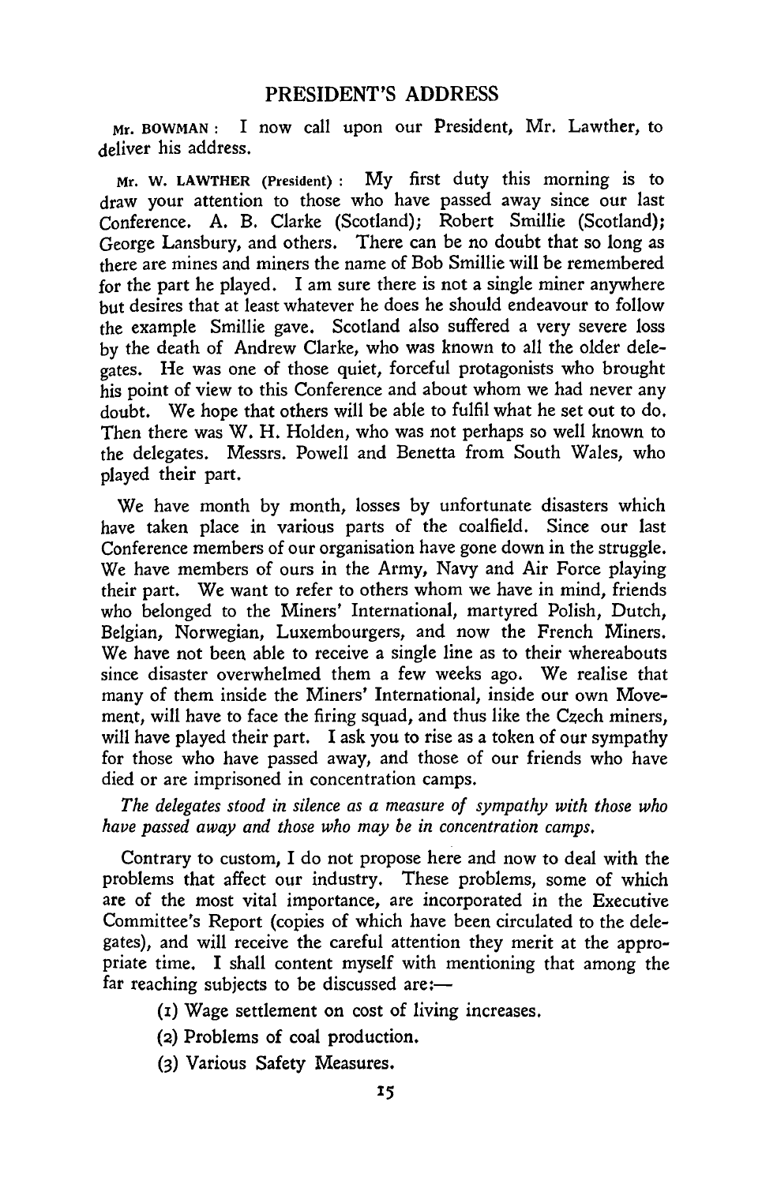## PRESIDENT'S ADDRESS

MR. BOWMAN: I now call upon our President, Mr. Lawther, to deliver his address.

MR. W. LAWTHER (President): My first duty this morning is to draw your attention to those who have passed away since our last Conference. A. B. Clarke (Scotland); Robert Smillie (Scotland); George Lansbury, and others. There can be no doubt that so long as there are mines and miners the name of Bob Smillie will be remembered for the part he played. I am sure there is not a single miner anywhere but desires that at least whatever he does he should endeavour to follow the example Smillie gave. Scotland also suffered a very severe loss by the death of Andrew Clarke, who was known to all the older delegates. He was one of those quiet, forceful protagonists who brought his point of view to this Conference and about whom we had never any doubt. We hope that others will be able to fulfil what he set out to do. Then there was W. H. Holden, who was not perhaps so well known to the delegates. Messrs. Powell and Benetta from South Wales, who played their part.

We have month by month, losses by unfortunate disasters which have taken place in various parts of the coalfield. Since our last Conference members of our organisation have gone down in the struggle. We have members of ours in the Army, Navy and Air Force playing their part. We want to refer to others whom we have in mind, friends who belonged to the Miners' International, martyred Polish, Dutch, Belgian, Norwegian, Luxembourgers, and now the French Miners. We have not been able to receive a single line as to their whereabouts since disaster overwhelmed them a few weeks ago. We realise that many of them inside the Miners' International, inside our own Movement, will have to face the firing squad, and thus like the Czech miners, will have played their part. I ask you to rise as a token of our sympathy for those who have passed away, and those of our friends who have died or are imprisoned in concentration camps.

*The delegates stood in silence as a measure of sympathy with those who have passed away and those who may be in concentration camps.*

Contrary to custom, I do not propose here and now to deal with the problems that affect our industry. These problems, some of which are of the most vital importance, are incorporated in the Executive Committee's Report (copies of which have been circulated to the delegates), and will receive the careful attention they merit at the appropriate time. I shall content myself with mentioning that among the far reaching subjects to be discussed are:—

(1) Wage settlement on cost of living increases.

(2) Problems of coal production.

(3) Various Safety Measures.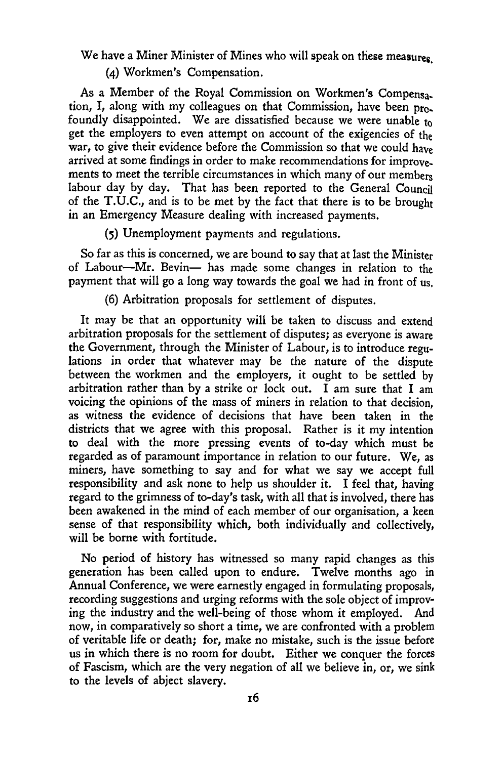We have a Miner Minister of Mines who will speak on these measures.

(4) Workmen's Compensation.

As a Member of the Royal Commission on Workmen's Compensation, I, along with my colleagues on that Commission, have been profoundly disappointed. We are dissatisfied because we were unable to get the employers to even attempt on account of the exigencies of the war, to give their evidence before the Commission so that we could have arrived at some findings in order to make recommendations for improvements to meet the terrible circumstances in which many of our members labour day by day. That has been reported to the General Council of the T.U.C., and is to be met by the fact that there is to be brought in an Emergency Measure dealing with increased payments.

(5) Unemployment payments and regulations.

So far as this is concerned, we are bound to say that at last the Minister of Labour—Mr. Bevin— has made some changes in relation to the payment that will go a long way towards the goal we had in front of us.

(6) Arbitration proposals for settlement of disputes.

It may be that an opportunity will be taken to discuss and extend arbitration proposals for the settlement of disputes; as everyone is aware the Government, through the Minister of Labour, is to introduce regulations in order that whatever may be the nature of the dispute between the workmen and the employers, it ought to be settled by arbitration rather than by a strike or lock out. I am sure that I am voicing the opinions of the mass of miners in relation to that decision, as witness the evidence of decisions that have been taken in the districts that we agree with this proposal. Rather is it my intention to deal with the more pressing events of to-day which must be regarded as of paramount importance in relation to our future. We, as miners, have something to say and for what we say we accept full responsibility and ask none to help us shoulder it. I feel that, having regard to the grimness of to-day's task, with all that is involved, there has been awakened in the mind of each member of our organisation, a keen sense of that responsibility which, both individually and collectively, will be borne with fortitude.

No period of history has witnessed so many rapid changes as this generation has been called upon to endure. Twelve months ago in Annual Conference, we were earnestly engaged in formulating proposals, recording suggestions and urging reforms with the sole object of improving the industry and the well-being of those whom it employed. And now, in comparatively so short a time, we are confronted with a problem of veritable life or death; for, make no mistake, such is the issue before us in which there is no room for doubt. Either we conquer the forces of Fascism, which are the very negation of all we believe in, or, we sink to the levels of abject slavery.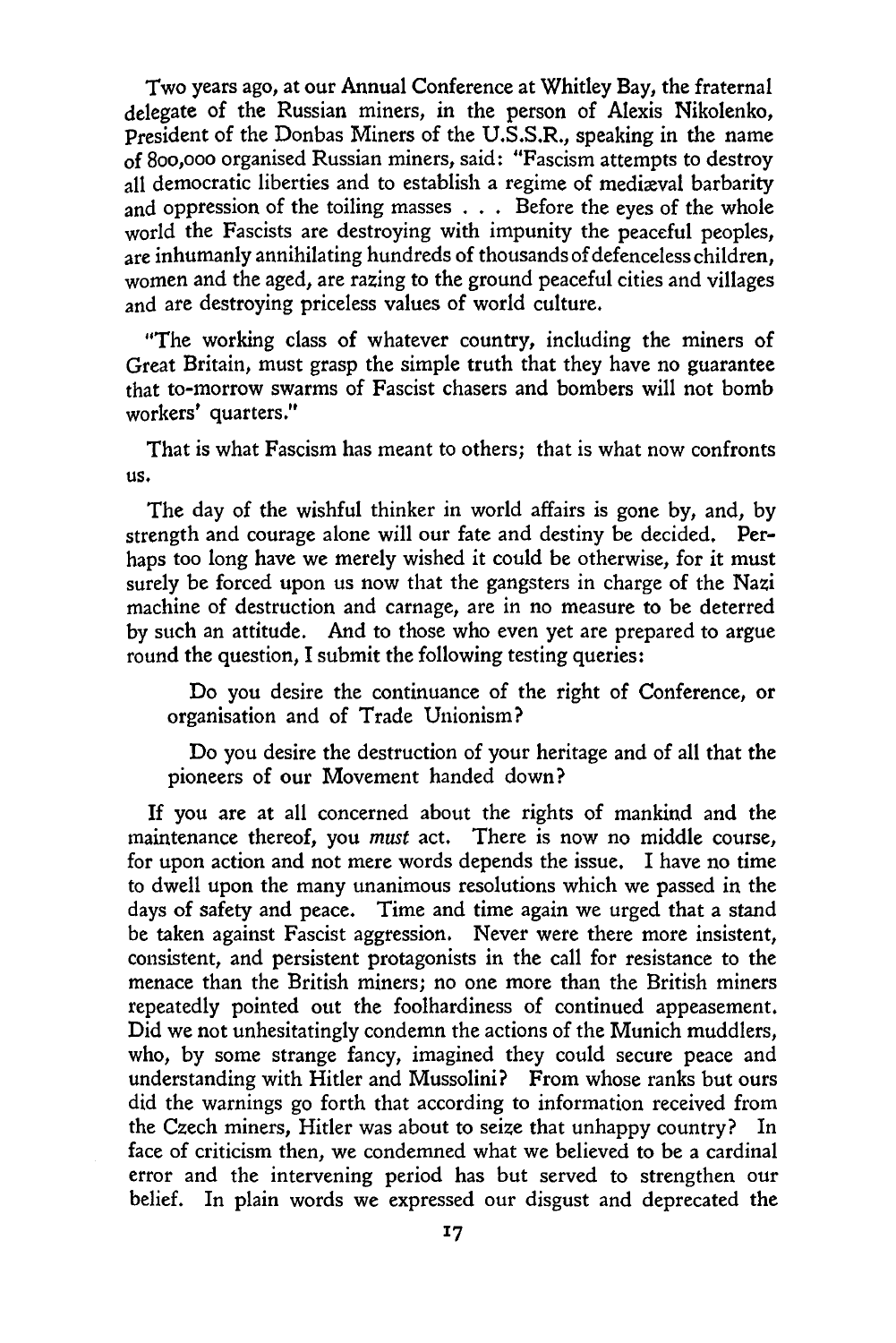Two years ago, at our Annual Conference at Whitley Bay, the fraternal delegate of the Russian miners, in the person of Alexis Nikolenko, President of the Donbas Miners of the U.S.S.R., speaking in the name of 800,000 organised Russian miners, said: "Fascism attempts to destroy all democratic liberties and to establish a regime of mediæval barbarity and oppression of the toiling masses . . . Before the eyes of the whole world the Fascists are destroying with impunity the peaceful peoples, are inhumanly annihilating hundreds of thousands of defenceless children, women and the aged, are razing to the ground peaceful cities and villages and are destroying priceless values of world culture.

"The working class of whatever country, including the miners of Great Britain, must grasp the simple truth that they have no guarantee that to-morrow swarms of Fascist chasers and bombers will not bomb workers' quarters."

That is what Fascism has meant to others; that is what now confronts us.

The day of the wishful thinker in world affairs is gone by, and, by strength and courage alone will our fate and destiny be decided. Perhaps too long have we merely wished it could be otherwise, for it must surely be forced upon us now that the gangsters in charge of the Nazi machine of destruction and carnage, are in no measure to be deterred by such an attitude. And to those who even yet are prepared to argue round the question, I submit the following testing queries:

> Do you desire the continuance of the right of Conference, or organisation and of Trade Unionism?
>
> Do you desire the destruction of your heritage and of all that the pioneers of our Movement handed down?

If you are at all concerned about the rights of mankind and the maintenance thereof, you *must* act. There is now no middle course, for upon action and not mere words depends the issue. I have no time to dwell upon the many unanimous resolutions which we passed in the days of safety and peace. Time and time again we urged that a stand be taken against Fascist aggression. Never were there more insistent, consistent, and persistent protagonists in the call for resistance to the menace than the British miners; no one more than the British miners repeatedly pointed out the foolhardiness of continued appeasement. Did we not unhesitatingly condemn the actions of the Munich muddlers, who, by some strange fancy, imagined they could secure peace and understanding with Hitler and Mussolini? From whose ranks but ours did the warnings go forth that according to information received from the Czech miners, Hitler was about to seize that unhappy country? In face of criticism then, we condemned what we believed to be a cardinal error and the intervening period has but served to strengthen our belief. In plain words we expressed our disgust and deprecated the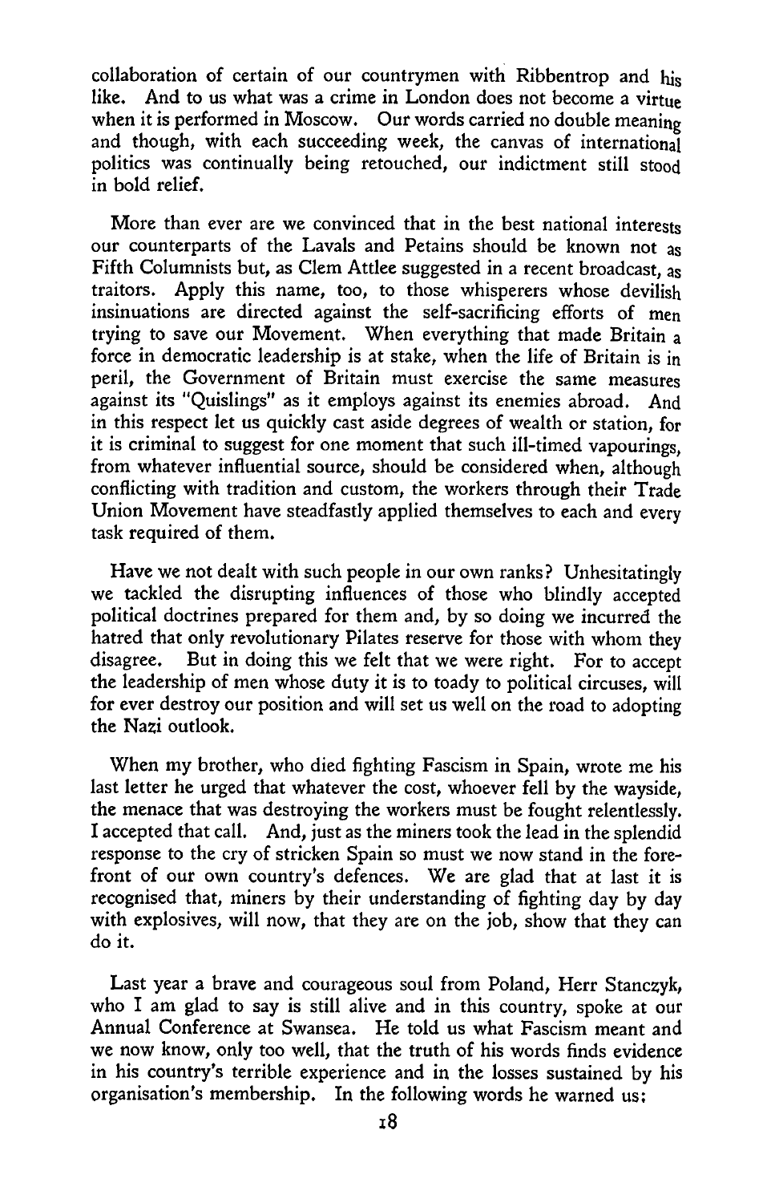collaboration of certain of our countrymen with Ribbentrop and his like. And to us what was a crime in London does not become a virtue when it is performed in Moscow. Our words carried no double meaning and though, with each succeeding week, the canvas of international politics was continually being retouched, our indictment still stood in bold relief.

More than ever are we convinced that in the best national interests our counterparts of the Lavals and Petains should be known not as Fifth Columnists but, as Clem Attlee suggested in a recent broadcast, as traitors. Apply this name, too, to those whisperers whose devilish insinuations are directed against the self-sacrificing efforts of men trying to save our Movement. When everything that made Britain a force in democratic leadership is at stake, when the life of Britain is in peril, the Government of Britain must exercise the same measures against its "Quislings" as it employs against its enemies abroad. And in this respect let us quickly cast aside degrees of wealth or station, for it is criminal to suggest for one moment that such ill-timed vapourings, from whatever influential source, should be considered when, although conflicting with tradition and custom, the workers through their Trade Union Movement have steadfastly applied themselves to each and every task required of them.

Have we not dealt with such people in our own ranks? Unhesitatingly we tackled the disrupting influences of those who blindly accepted political doctrines prepared for them and, by so doing we incurred the hatred that only revolutionary Pilates reserve for those with whom they disagree. But in doing this we felt that we were right. For to accept the leadership of men whose duty it is to toady to political circuses, will for ever destroy our position and will set us well on the road to adopting the Nazi outlook.

When my brother, who died fighting Fascism in Spain, wrote me his last letter he urged that whatever the cost, whoever fell by the wayside, the menace that was destroying the workers must be fought relentlessly. I accepted that call. And, just as the miners took the lead in the splendid response to the cry of stricken Spain so must we now stand in the forefront of our own country's defences. We are glad that at last it is recognised that, miners by their understanding of fighting day by day with explosives, will now, that they are on the job, show that they can do it.

Last year a brave and courageous soul from Poland, Herr Stanczyk, who I am glad to say is still alive and in this country, spoke at our Annual Conference at Swansea. He told us what Fascism meant and we now know, only too well, that the truth of his words finds evidence in his country's terrible experience and in the losses sustained by his organisation's membership. In the following words he warned us: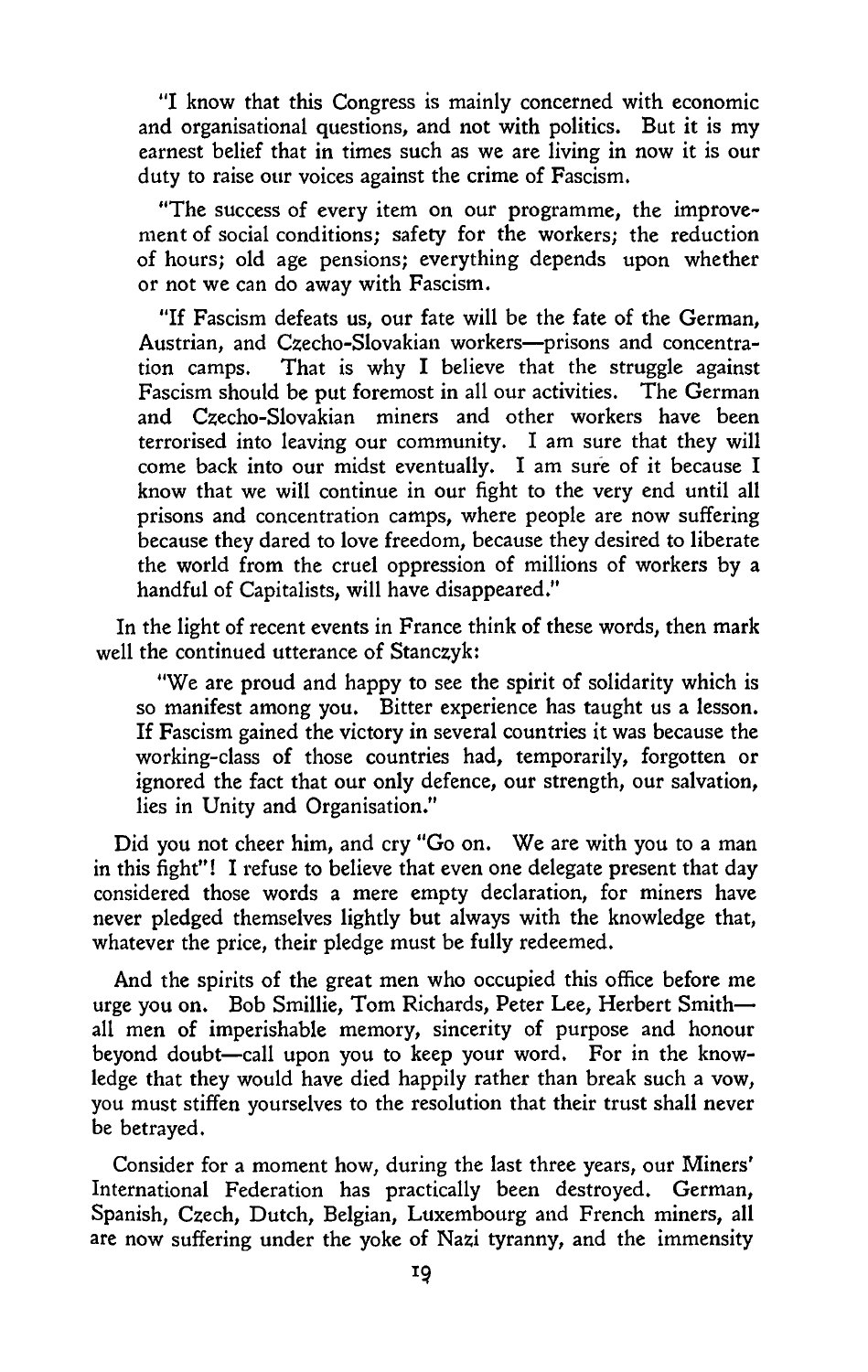"I know that this Congress is mainly concerned with economic and organisational questions, and not with politics. But it is my earnest belief that in times such as we are living in now it is our duty to raise our voices against the crime of Fascism.

"The success of every item on our programme, the improvement of social conditions; safety for the workers; the reduction of hours; old age pensions; everything depends upon whether or not we can do away with Fascism.

"If Fascism defeats us, our fate will be the fate of the German, Austrian, and Czecho-Slovakian workers—prisons and concentration camps. That is why I believe that the struggle against Fascism should be put foremost in all our activities. The German and Czecho-Slovakian miners and other workers have been terrorised into leaving our community. I am sure that they will come back into our midst eventually. I am sure of it because I know that we will continue in our fight to the very end until all prisons and concentration camps, where people are now suffering because they dared to love freedom, because they desired to liberate the world from the cruel oppression of millions of workers by a handful of Capitalists, will have disappeared."

In the light of recent events in France think of these words, then mark well the continued utterance of Stanczyk:

"We are proud and happy to see the spirit of solidarity which is so manifest among you. Bitter experience has taught us a lesson. If Fascism gained the victory in several countries it was because the working-class of those countries had, temporarily, forgotten or ignored the fact that our only defence, our strength, our salvation, lies in Unity and Organisation."

Did you not cheer him, and cry "Go on. We are with you to a man in this fight"! I refuse to believe that even one delegate present that day considered those words a mere empty declaration, for miners have never pledged themselves lightly but always with the knowledge that, whatever the price, their pledge must be fully redeemed.

And the spirits of the great men who occupied this office before me urge you on. Bob Smillie, Tom Richards, Peter Lee, Herbert Smith—all men of imperishable memory, sincerity of purpose and honour beyond doubt—call upon you to keep your word. For in the knowledge that they would have died happily rather than break such a vow, you must stiffen yourselves to the resolution that their trust shall never be betrayed.

Consider for a moment how, during the last three years, our Miners' International Federation has practically been destroyed. German, Spanish, Czech, Dutch, Belgian, Luxembourg and French miners, all are now suffering under the yoke of Nazi tyranny, and the immensity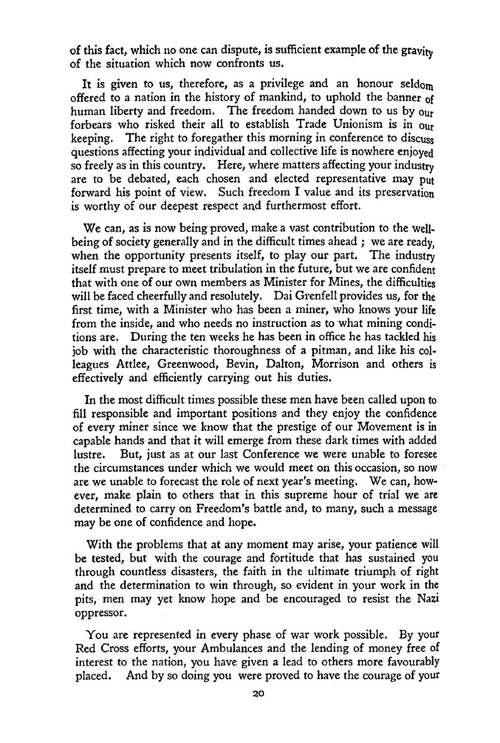of this fact, which no one can dispute, is sufficient example of the gravity of the situation which now confronts us.

It is given to us, therefore, as a privilege and an honour seldom offered to a nation in the history of mankind, to uphold the banner of human liberty and freedom. The freedom handed down to us by our forbears who risked their all to establish Trade Unionism is in our keeping. The right to foregather this morning in conference to discuss questions affecting your individual and collective life is nowhere enjoyed so freely as in this country. Here, where matters affecting your industry are to be debated, each chosen and elected representative may put forward his point of view. Such freedom I value and its preservation is worthy of our deepest respect and furthermost effort.

We can, as is now being proved, make a vast contribution to the well-being of society generally and in the difficult times ahead ; we are ready, when the opportunity presents itself, to play our part. The industry itself must prepare to meet tribulation in the future, but we are confident that with one of our own members as Minister for Mines, the difficulties will be faced cheerfully and resolutely. Dai Grenfell provides us, for the first time, with a Minister who has been a miner, who knows your life from the inside, and who needs no instruction as to what mining conditions are. During the ten weeks he has been in office he has tackled his job with the characteristic thoroughness of a pitman, and like his colleagues Attlee, Greenwood, Bevin, Dalton, Morrison and others is effectively and efficiently carrying out his duties.

In the most difficult times possible these men have been called upon to fill responsible and important positions and they enjoy the confidence of every miner since we know that the prestige of our Movement is in capable hands and that it will emerge from these dark times with added lustre. But, just as at our last Conference we were unable to foresee the circumstances under which we would meet on this occasion, so now are we unable to forecast the role of next year's meeting. We can, however, make plain to others that in this supreme hour of trial we are determined to carry on Freedom's battle and, to many, such a message may be one of confidence and hope.

With the problems that at any moment may arise, your patience will be tested, but with the courage and fortitude that has sustained you through countless disasters, the faith in the ultimate triumph of right and the determination to win through, so evident in your work in the pits, men may yet know hope and be encouraged to resist the Nazi oppressor.

You are represented in every phase of war work possible. By your Red Cross efforts, your Ambulances and the lending of money free of interest to the nation, you have given a lead to others more favourably placed. And by so doing you were proved to have the courage of your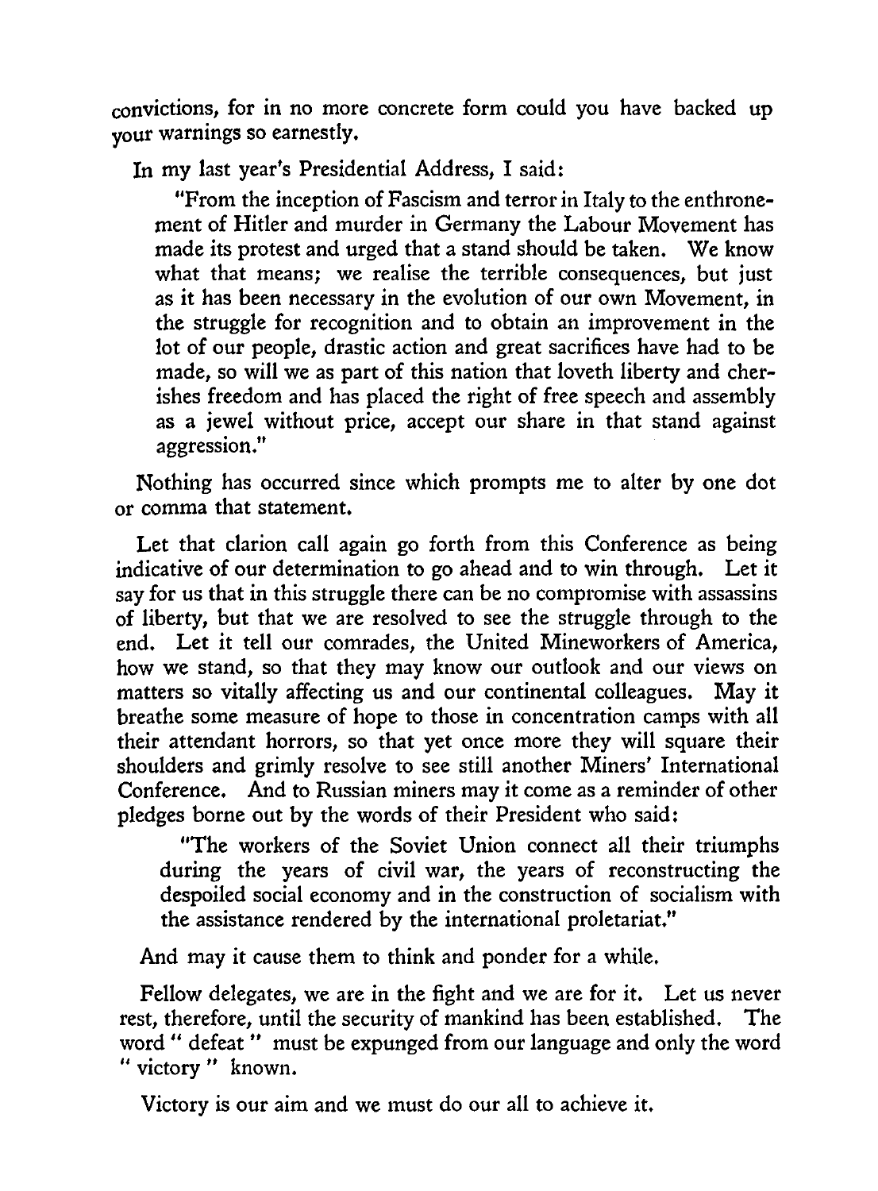convictions, for in no more concrete form could you have backed up your warnings so earnestly.

In my last year's Presidential Address, I said:

> "From the inception of Fascism and terror in Italy to the enthronement of Hitler and murder in Germany the Labour Movement has made its protest and urged that a stand should be taken. We know what that means; we realise the terrible consequences, but just as it has been necessary in the evolution of our own Movement, in the struggle for recognition and to obtain an improvement in the lot of our people, drastic action and great sacrifices have had to be made, so will we as part of this nation that loveth liberty and cherishes freedom and has placed the right of free speech and assembly as a jewel without price, accept our share in that stand against aggression."

Nothing has occurred since which prompts me to alter by one dot or comma that statement.

Let that clarion call again go forth from this Conference as being indicative of our determination to go ahead and to win through. Let it say for us that in this struggle there can be no compromise with assassins of liberty, but that we are resolved to see the struggle through to the end. Let it tell our comrades, the United Mineworkers of America, how we stand, so that they may know our outlook and our views on matters so vitally affecting us and our continental colleagues. May it breathe some measure of hope to those in concentration camps with all their attendant horrors, so that yet once more they will square their shoulders and grimly resolve to see still another Miners' International Conference. And to Russian miners may it come as a reminder of other pledges borne out by the words of their President who said:

> "The workers of the Soviet Union connect all their triumphs during the years of civil war, the years of reconstructing the despoiled social economy and in the construction of socialism with the assistance rendered by the international proletariat."

And may it cause them to think and ponder for a while.

Fellow delegates, we are in the fight and we are for it. Let us never rest, therefore, until the security of mankind has been established. The word " defeat " must be expunged from our language and only the word " victory " known.

Victory is our aim and we must do our all to achieve it.